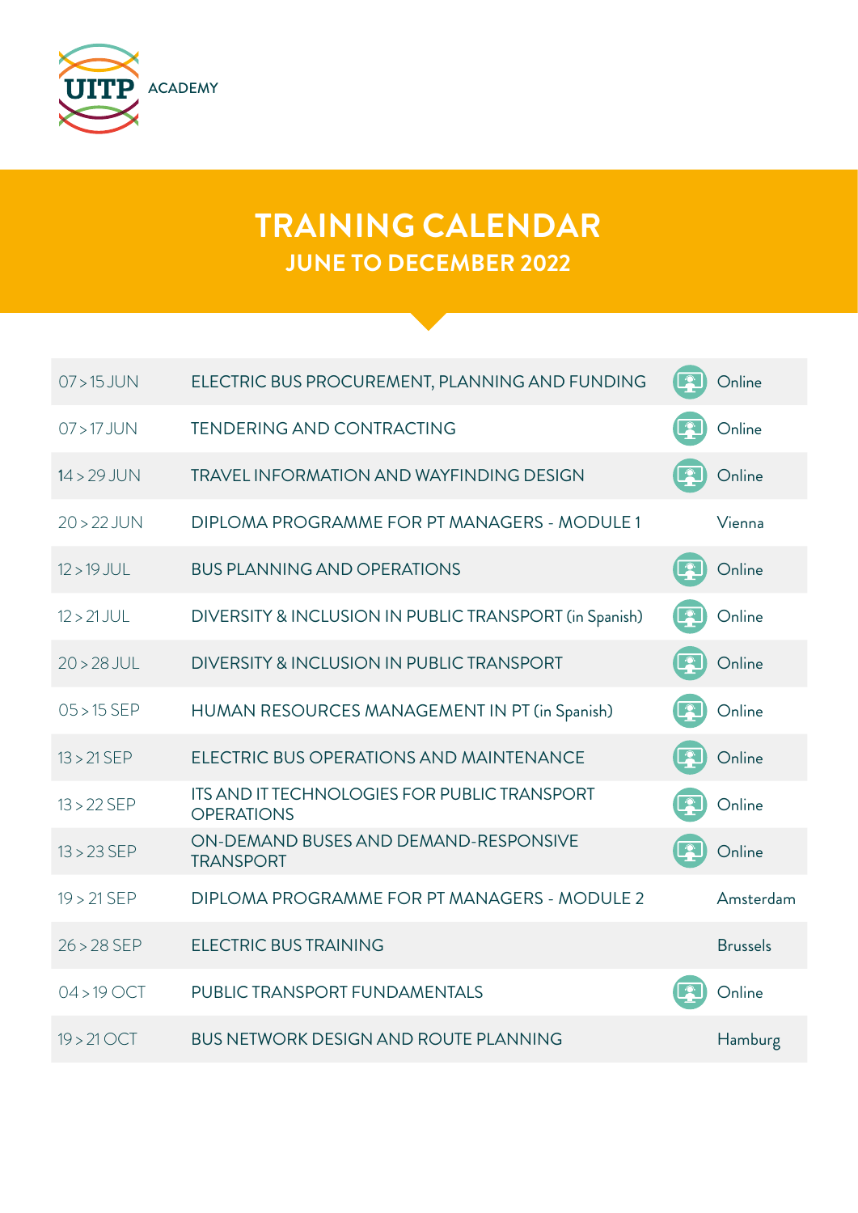UITP ACADEMY

# TRAINING CALENDAR

## JUNE TO DECEMBER 2022

| Dates | Training | Location |
|---|---|---|
| 07 > 15 JUN | ELECTRIC BUS PROCUREMENT, PLANNING AND FUNDING | Online |
| 07 > 17 JUN | TENDERING AND CONTRACTING | Online |
| 14 > 29 JUN | TRAVEL INFORMATION AND WAYFINDING DESIGN | Online |
| 20 > 22 JUN | DIPLOMA PROGRAMME FOR PT MANAGERS - MODULE 1 | Vienna |
| 12 > 19 JUL | BUS PLANNING AND OPERATIONS | Online |
| 12 > 21 JUL | DIVERSITY & INCLUSION IN PUBLIC TRANSPORT (in Spanish) | Online |
| 20 > 28 JUL | DIVERSITY & INCLUSION IN PUBLIC TRANSPORT | Online |
| 05 > 15 SEP | HUMAN RESOURCES MANAGEMENT IN PT (in Spanish) | Online |
| 13 > 21 SEP | ELECTRIC BUS OPERATIONS AND MAINTENANCE | Online |
| 13 > 22 SEP | ITS AND IT TECHNOLOGIES FOR PUBLIC TRANSPORT OPERATIONS | Online |
| 13 > 23 SEP | ON-DEMAND BUSES AND DEMAND-RESPONSIVE TRANSPORT | Online |
| 19 > 21 SEP | DIPLOMA PROGRAMME FOR PT MANAGERS - MODULE 2 | Amsterdam |
| 26 > 28 SEP | ELECTRIC BUS TRAINING | Brussels |
| 04 > 19 OCT | PUBLIC TRANSPORT FUNDAMENTALS | Online |
| 19 > 21 OCT | BUS NETWORK DESIGN AND ROUTE PLANNING | Hamburg |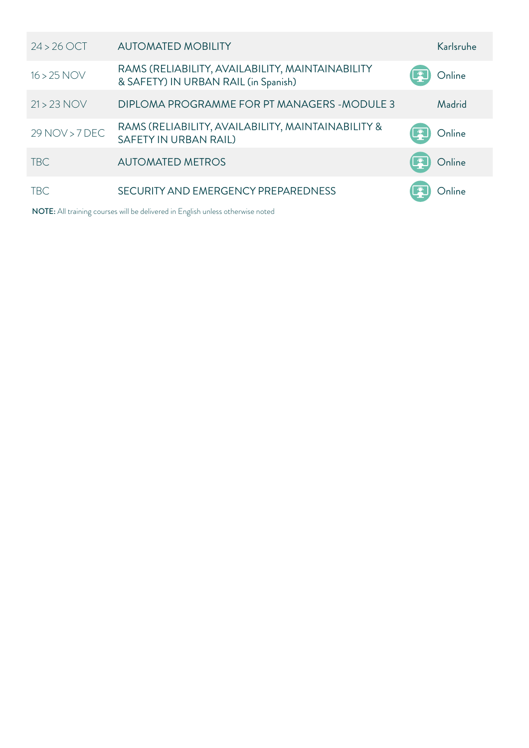| | | |
|---|---|---|
| 24 > 26 OCT | AUTOMATED MOBILITY | Karlsruhe |
| 16 > 25 NOV | RAMS (RELIABILITY, AVAILABILITY, MAINTAINABILITY & SAFETY) IN URBAN RAIL (in Spanish) | Online |
| 21 > 23 NOV | DIPLOMA PROGRAMME FOR PT MANAGERS -MODULE 3 | Madrid |
| 29 NOV > 7 DEC | RAMS (RELIABILITY, AVAILABILITY, MAINTAINABILITY & SAFETY IN URBAN RAIL) | Online |
| TBC | AUTOMATED METROS | Online |
| TBC | SECURITY AND EMERGENCY PREPAREDNESS | Online |

**NOTE:** All training courses will be delivered in English unless otherwise noted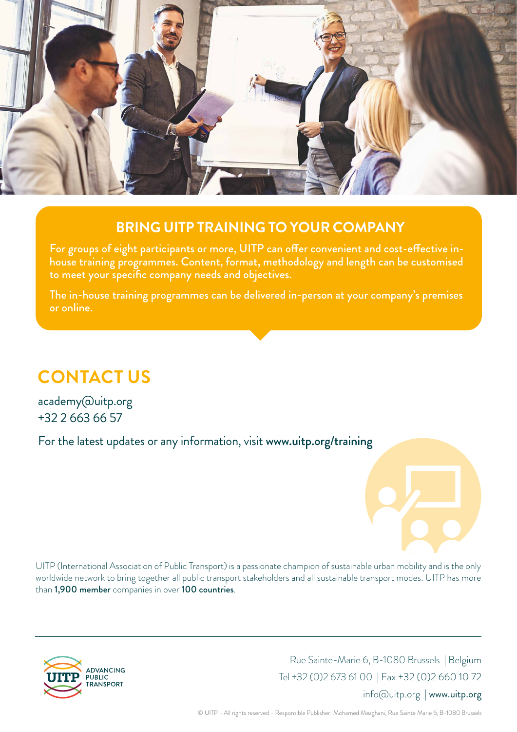## BRING UITP TRAINING TO YOUR COMPANY

For groups of eight participants or more, UITP can offer convenient and cost-effective in-house training programmes. Content, format, methodology and length can be customised to meet your specific company needs and objectives.

The in-house training programmes can be delivered in-person at your company's premises or online.

## CONTACT US

academy@uitp.org
+32 2 663 66 57

For the latest updates or any information, visit **www.uitp.org/training**

UITP (International Association of Public Transport) is a passionate champion of sustainable urban mobility and is the only worldwide network to bring together all public transport stakeholders and all sustainable transport modes. UITP has more than **1,900 member** companies in over **100 countries**.

UITP ADVANCING PUBLIC TRANSPORT

Rue Sainte-Marie 6, B-1080 Brussels | Belgium
Tel +32 (0)2 673 61 00 | Fax +32 (0)2 660 10 72
info@uitp.org | **www.uitp.org**

© UITP - All rights reserved - Responsible Publisher: Mohamed Mezghani, Rue Sainte Marie 6, B-1080 Brussels